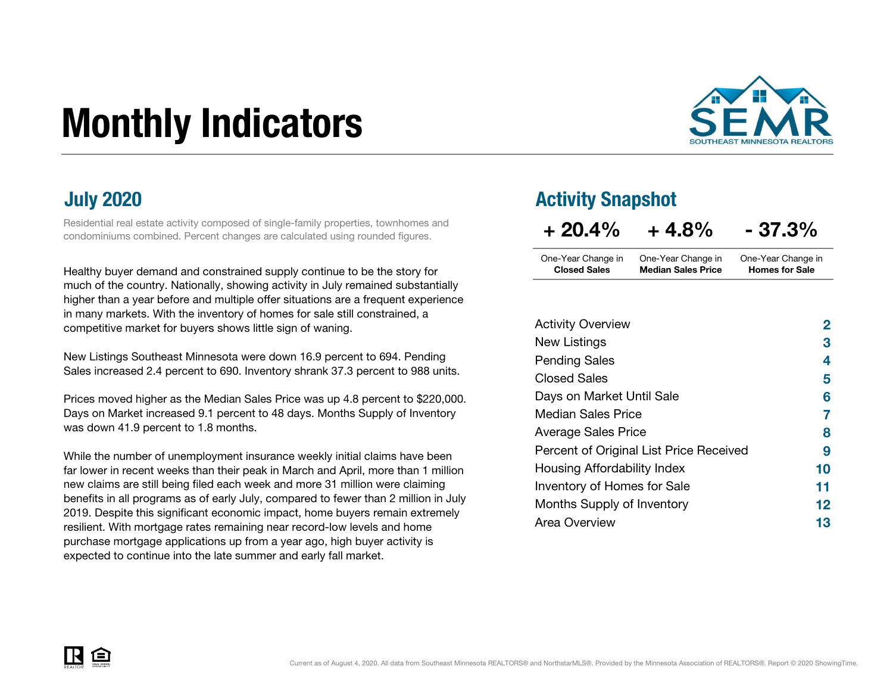# Monthly Indicators

SEMR
SOUTHEAST MINNESOTA REALTORS

## July 2020

Residential real estate activity composed of single-family properties, townhomes and condominiums combined. Percent changes are calculated using rounded figures.

Healthy buyer demand and constrained supply continue to be the story for much of the country. Nationally, showing activity in July remained substantially higher than a year before and multiple offer situations are a frequent experience in many markets. With the inventory of homes for sale still constrained, a competitive market for buyers shows little sign of waning.

New Listings Southeast Minnesota were down 16.9 percent to 694. Pending Sales increased 2.4 percent to 690. Inventory shrank 37.3 percent to 988 units.

Prices moved higher as the Median Sales Price was up 4.8 percent to $220,000. Days on Market increased 9.1 percent to 48 days. Months Supply of Inventory was down 41.9 percent to 1.8 months.

While the number of unemployment insurance weekly initial claims have been far lower in recent weeks than their peak in March and April, more than 1 million new claims are still being filed each week and more 31 million were claiming benefits in all programs as of early July, compared to fewer than 2 million in July 2019. Despite this significant economic impact, home buyers remain extremely resilient. With mortgage rates remaining near record-low levels and home purchase mortgage applications up from a year ago, high buyer activity is expected to continue into the late summer and early fall market.

## Activity Snapshot

| + 20.4% | + 4.8% | - 37.3% |
|---|---|---|
| One-Year Change in **Closed Sales** | One-Year Change in **Median Sales Price** | One-Year Change in **Homes for Sale** |

| | |
|---|---|
| Activity Overview | 2 |
| New Listings | 3 |
| Pending Sales | 4 |
| Closed Sales | 5 |
| Days on Market Until Sale | 6 |
| Median Sales Price | 7 |
| Average Sales Price | 8 |
| Percent of Original List Price Received | 9 |
| Housing Affordability Index | 10 |
| Inventory of Homes for Sale | 11 |
| Months Supply of Inventory | 12 |
| Area Overview | 13 |

Current as of August 4, 2020. All data from Southeast Minnesota REALTORS® and NorthstarMLS®. Provided by the Minnesota Association of REALTORS®. Report © 2020 ShowingTime.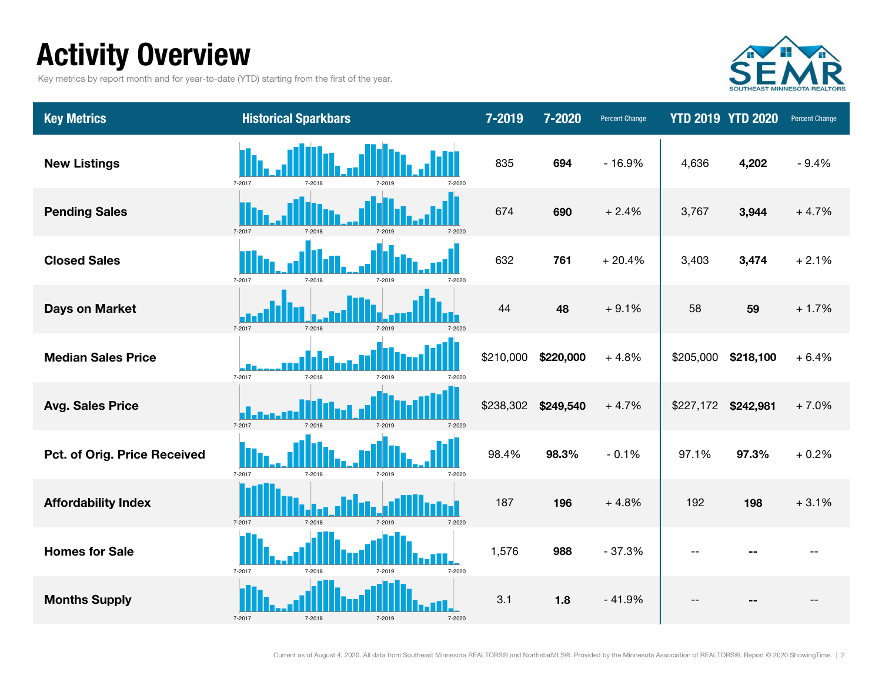# Activity Overview

Key metrics by report month and for year-to-date (YTD) starting from the first of the year.

| Key Metrics | Historical Sparkbars | 7-2019 | 7-2020 | Percent Change | YTD 2019 | YTD 2020 | Percent Change |
|---|---|---|---|---|---|---|---|
| New Listings | 7-2017 7-2018 7-2019 7-2020 | 835 | **694** | - 16.9% | 4,636 | **4,202** | - 9.4% |
| Pending Sales | 7-2017 7-2018 7-2019 7-2020 | 674 | **690** | + 2.4% | 3,767 | **3,944** | + 4.7% |
| Closed Sales | 7-2017 7-2018 7-2019 7-2020 | 632 | **761** | + 20.4% | 3,403 | **3,474** | + 2.1% |
| Days on Market | 7-2017 7-2018 7-2019 7-2020 | 44 | **48** | + 9.1% | 58 | **59** | + 1.7% |
| Median Sales Price | 7-2017 7-2018 7-2019 7-2020 | $210,000 | **$220,000** | + 4.8% | $205,000 | **$218,100** | + 6.4% |
| Avg. Sales Price | 7-2017 7-2018 7-2019 7-2020 | $238,302 | **$249,540** | + 4.7% | $227,172 | **$242,981** | + 7.0% |
| Pct. of Orig. Price Received | 7-2017 7-2018 7-2019 7-2020 | 98.4% | **98.3%** | - 0.1% | 97.1% | **97.3%** | + 0.2% |
| Affordability Index | 7-2017 7-2018 7-2019 7-2020 | 187 | **196** | + 4.8% | 192 | **198** | + 3.1% |
| Homes for Sale | 7-2017 7-2018 7-2019 7-2020 | 1,576 | **988** | - 37.3% | -- | **--** | -- |
| Months Supply | 7-2017 7-2018 7-2019 7-2020 | 3.1 | **1.8** | - 41.9% | -- | **--** | -- |

Current as of August 4, 2020. All data from Southeast Minnesota REALTORS® and NorthstarMLS®. Provided by the Minnesota Association of REALTORS®. Report © 2020 ShowingTime.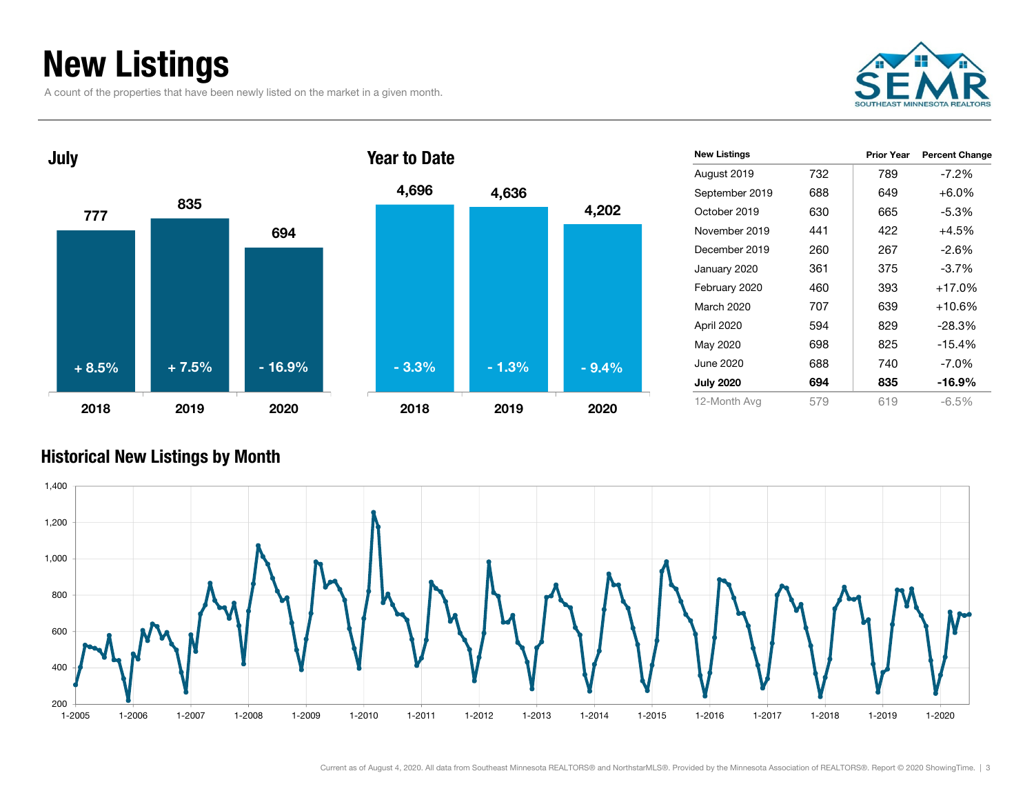# New Listings

A count of the properties that have been newly listed on the market in a given month.

SEMR SOUTHEAST MINNESOTA REALTORS

## July

| | 2018 | 2019 | 2020 |
|---|---|---|---|
| New Listings | 777 | 835 | 694 |
| Change | + 8.5% | + 7.5% | - 16.9% |

## Year to Date

| | 2018 | 2019 | 2020 |
|---|---|---|---|
| New Listings | 4,696 | 4,636 | 4,202 |
| Change | - 3.3% | - 1.3% | - 9.4% |

| New Listings | | Prior Year | Percent Change |
|---|---|---|---|
| August 2019 | 732 | 789 | -7.2% |
| September 2019 | 688 | 649 | +6.0% |
| October 2019 | 630 | 665 | -5.3% |
| November 2019 | 441 | 422 | +4.5% |
| December 2019 | 260 | 267 | -2.6% |
| January 2020 | 361 | 375 | -3.7% |
| February 2020 | 460 | 393 | +17.0% |
| March 2020 | 707 | 639 | +10.6% |
| April 2020 | 594 | 829 | -28.3% |
| May 2020 | 698 | 825 | -15.4% |
| June 2020 | 688 | 740 | -7.0% |
| **July 2020** | **694** | **835** | **-16.9%** |
| 12-Month Avg | 579 | 619 | -6.5% |

## Historical New Listings by Month

Current as of August 4, 2020. All data from Southeast Minnesota REALTORS® and NorthstarMLS®. Provided by the Minnesota Association of REALTORS®. Report © 2020 ShowingTime.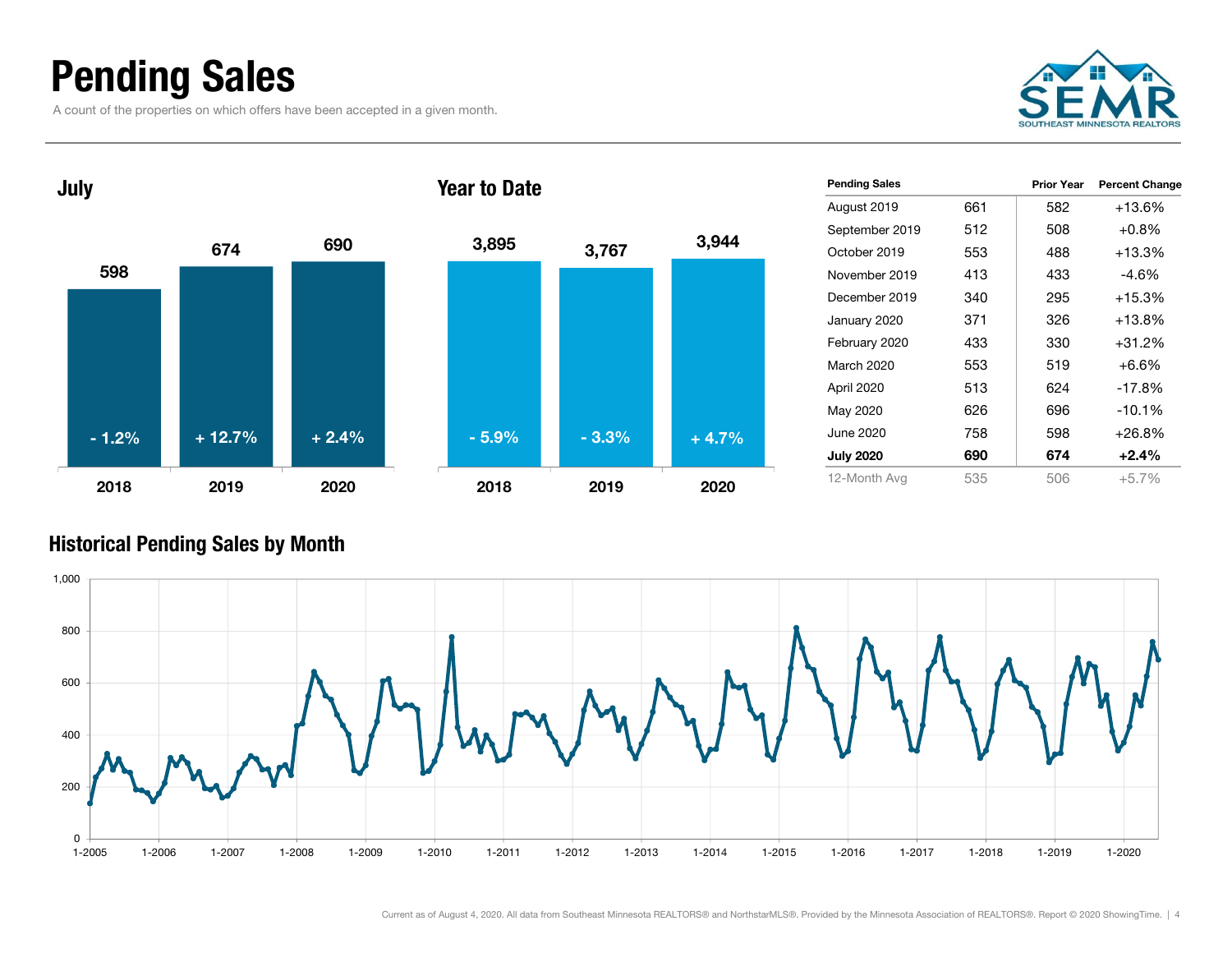# Pending Sales

A count of the properties on which offers have been accepted in a given month.

SEMR
SOUTHEAST MINNESOTA REALTORS

## July

| Year | Pending Sales | Change |
|---|---|---|
| 2018 | 598 | - 1.2% |
| 2019 | 674 | + 12.7% |
| 2020 | 690 | + 2.4% |

## Year to Date

| Year | Pending Sales | Change |
|---|---|---|
| 2018 | 3,895 | - 5.9% |
| 2019 | 3,767 | - 3.3% |
| 2020 | 3,944 | + 4.7% |

| Pending Sales | | Prior Year | Percent Change |
|---|---|---|---|
| August 2019 | 661 | 582 | +13.6% |
| September 2019 | 512 | 508 | +0.8% |
| October 2019 | 553 | 488 | +13.3% |
| November 2019 | 413 | 433 | -4.6% |
| December 2019 | 340 | 295 | +15.3% |
| January 2020 | 371 | 326 | +13.8% |
| February 2020 | 433 | 330 | +31.2% |
| March 2020 | 553 | 519 | +6.6% |
| April 2020 | 513 | 624 | -17.8% |
| May 2020 | 626 | 696 | -10.1% |
| June 2020 | 758 | 598 | +26.8% |
| **July 2020** | **690** | **674** | **+2.4%** |
| 12-Month Avg | 535 | 506 | +5.7% |

## Historical Pending Sales by Month

Current as of August 4, 2020. All data from Southeast Minnesota REALTORS® and NorthstarMLS®. Provided by the Minnesota Association of REALTORS®. Report © 2020 ShowingTime.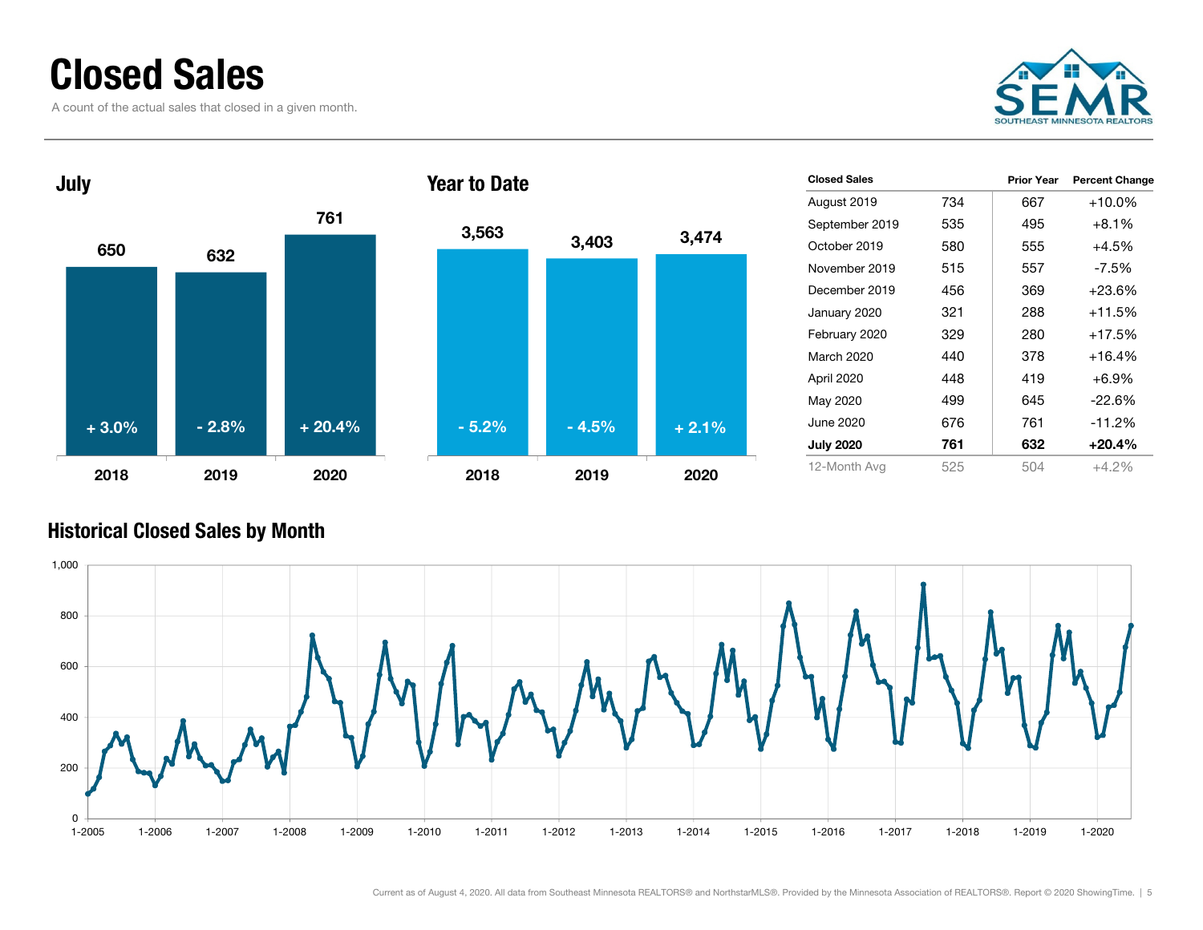# Closed Sales

A count of the actual sales that closed in a given month.

## July

| | 2018 | 2019 | 2020 |
|---|---|---|---|
| Closed Sales | 650 | 632 | 761 |
| Percent Change | + 3.0% | - 2.8% | + 20.4% |

## Year to Date

| | 2018 | 2019 | 2020 |
|---|---|---|---|
| Closed Sales | 3,563 | 3,403 | 3,474 |
| Percent Change | - 5.2% | - 4.5% | + 2.1% |

| Closed Sales | | Prior Year | Percent Change |
|---|---|---|---|
| August 2019 | 734 | 667 | +10.0% |
| September 2019 | 535 | 495 | +8.1% |
| October 2019 | 580 | 555 | +4.5% |
| November 2019 | 515 | 557 | -7.5% |
| December 2019 | 456 | 369 | +23.6% |
| January 2020 | 321 | 288 | +11.5% |
| February 2020 | 329 | 280 | +17.5% |
| March 2020 | 440 | 378 | +16.4% |
| April 2020 | 448 | 419 | +6.9% |
| May 2020 | 499 | 645 | -22.6% |
| June 2020 | 676 | 761 | -11.2% |
| **July 2020** | **761** | **632** | **+20.4%** |
| 12-Month Avg | 525 | 504 | +4.2% |

## Historical Closed Sales by Month

Current as of August 4, 2020. All data from Southeast Minnesota REALTORS® and NorthstarMLS®. Provided by the Minnesota Association of REALTORS®. Report © 2020 ShowingTime.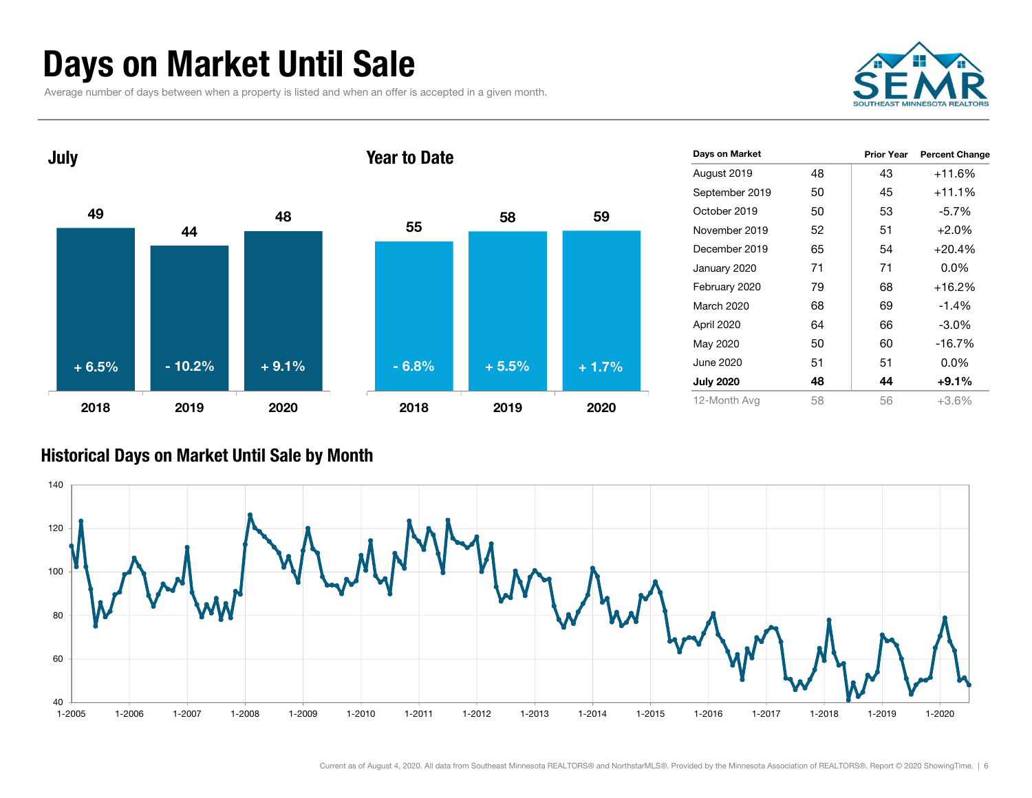# Days on Market Until Sale

Average number of days between when a property is listed and when an offer is accepted in a given month.

## July

| Year | Days | Change |
|---|---|---|
| 2018 | 49 | + 6.5% |
| 2019 | 44 | - 10.2% |
| 2020 | 48 | + 9.1% |

## Year to Date

| Year | Days | Change |
|---|---|---|
| 2018 | 55 | - 6.8% |
| 2019 | 58 | + 5.5% |
| 2020 | 59 | + 1.7% |

| Days on Market | | Prior Year | Percent Change |
|---|---|---|---|
| August 2019 | 48 | 43 | +11.6% |
| September 2019 | 50 | 45 | +11.1% |
| October 2019 | 50 | 53 | -5.7% |
| November 2019 | 52 | 51 | +2.0% |
| December 2019 | 65 | 54 | +20.4% |
| January 2020 | 71 | 71 | 0.0% |
| February 2020 | 79 | 68 | +16.2% |
| March 2020 | 68 | 69 | -1.4% |
| April 2020 | 64 | 66 | -3.0% |
| May 2020 | 50 | 60 | -16.7% |
| June 2020 | 51 | 51 | 0.0% |
| **July 2020** | **48** | **44** | **+9.1%** |
| 12-Month Avg | 58 | 56 | +3.6% |

## Historical Days on Market Until Sale by Month

Current as of August 4, 2020. All data from Southeast Minnesota REALTORS® and NorthstarMLS®. Provided by the Minnesota Association of REALTORS®. Report © 2020 ShowingTime.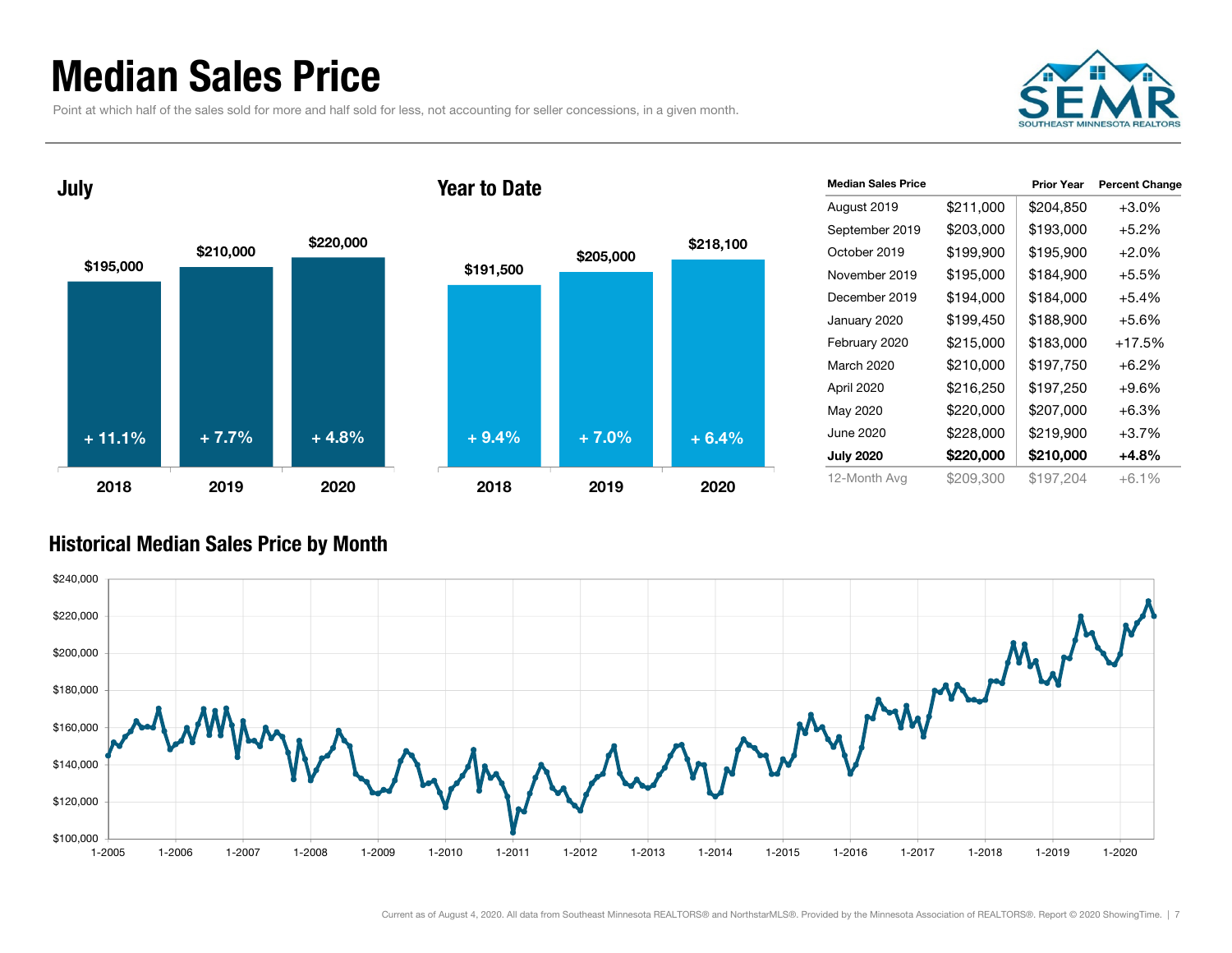# Median Sales Price

Point at which half of the sales sold for more and half sold for less, not accounting for seller concessions, in a given month.

## July

| Year | Median Sales Price | Change |
|---|---|---|
| 2018 | $195,000 | + 11.1% |
| 2019 | $210,000 | + 7.7% |
| 2020 | $220,000 | + 4.8% |

## Year to Date

| Year | Median Sales Price | Change |
|---|---|---|
| 2018 | $191,500 | + 9.4% |
| 2019 | $205,000 | + 7.0% |
| 2020 | $218,100 | + 6.4% |

| Median Sales Price | | Prior Year | Percent Change |
|---|---|---|---|
| August 2019 | $211,000 | $204,850 | +3.0% |
| September 2019 | $203,000 | $193,000 | +5.2% |
| October 2019 | $199,900 | $195,900 | +2.0% |
| November 2019 | $195,000 | $184,900 | +5.5% |
| December 2019 | $194,000 | $184,000 | +5.4% |
| January 2020 | $199,450 | $188,900 | +5.6% |
| February 2020 | $215,000 | $183,000 | +17.5% |
| March 2020 | $210,000 | $197,750 | +6.2% |
| April 2020 | $216,250 | $197,250 | +9.6% |
| May 2020 | $220,000 | $207,000 | +6.3% |
| June 2020 | $228,000 | $219,900 | +3.7% |
| **July 2020** | **$220,000** | **$210,000** | **+4.8%** |
| 12-Month Avg | $209,300 | $197,204 | +6.1% |

## Historical Median Sales Price by Month

Current as of August 4, 2020. All data from Southeast Minnesota REALTORS® and NorthstarMLS®. Provided by the Minnesota Association of REALTORS®. Report © 2020 ShowingTime.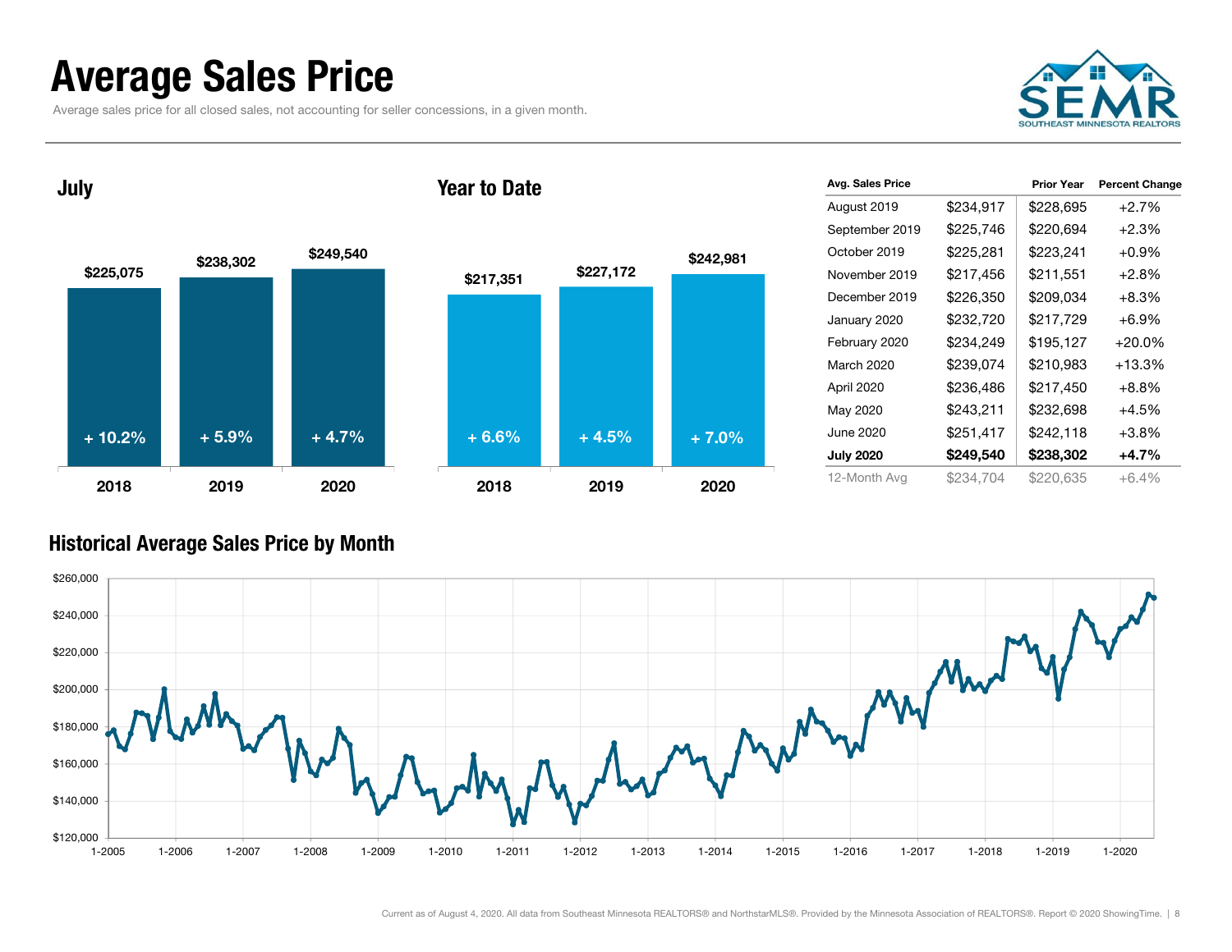# Average Sales Price

Average sales price for all closed sales, not accounting for seller concessions, in a given month.

## July

| | 2018 | 2019 | 2020 |
|---|---|---|---|
| Average Sales Price | $225,075 | $238,302 | $249,540 |
| Change | + 10.2% | + 5.9% | + 4.7% |

## Year to Date

| | 2018 | 2019 | 2020 |
|---|---|---|---|
| Average Sales Price | $217,351 | $227,172 | $242,981 |
| Change | + 6.6% | + 4.5% | + 7.0% |

| Avg. Sales Price | | Prior Year | Percent Change |
|---|---|---|---|
| August 2019 | $234,917 | $228,695 | +2.7% |
| September 2019 | $225,746 | $220,694 | +2.3% |
| October 2019 | $225,281 | $223,241 | +0.9% |
| November 2019 | $217,456 | $211,551 | +2.8% |
| December 2019 | $226,350 | $209,034 | +8.3% |
| January 2020 | $232,720 | $217,729 | +6.9% |
| February 2020 | $234,249 | $195,127 | +20.0% |
| March 2020 | $239,074 | $210,983 | +13.3% |
| April 2020 | $236,486 | $217,450 | +8.8% |
| May 2020 | $243,211 | $232,698 | +4.5% |
| June 2020 | $251,417 | $242,118 | +3.8% |
| **July 2020** | **$249,540** | **$238,302** | **+4.7%** |
| 12-Month Avg | $234,704 | $220,635 | +6.4% |

## Historical Average Sales Price by Month

Current as of August 4, 2020. All data from Southeast Minnesota REALTORS® and NorthstarMLS®. Provided by the Minnesota Association of REALTORS®. Report © 2020 ShowingTime.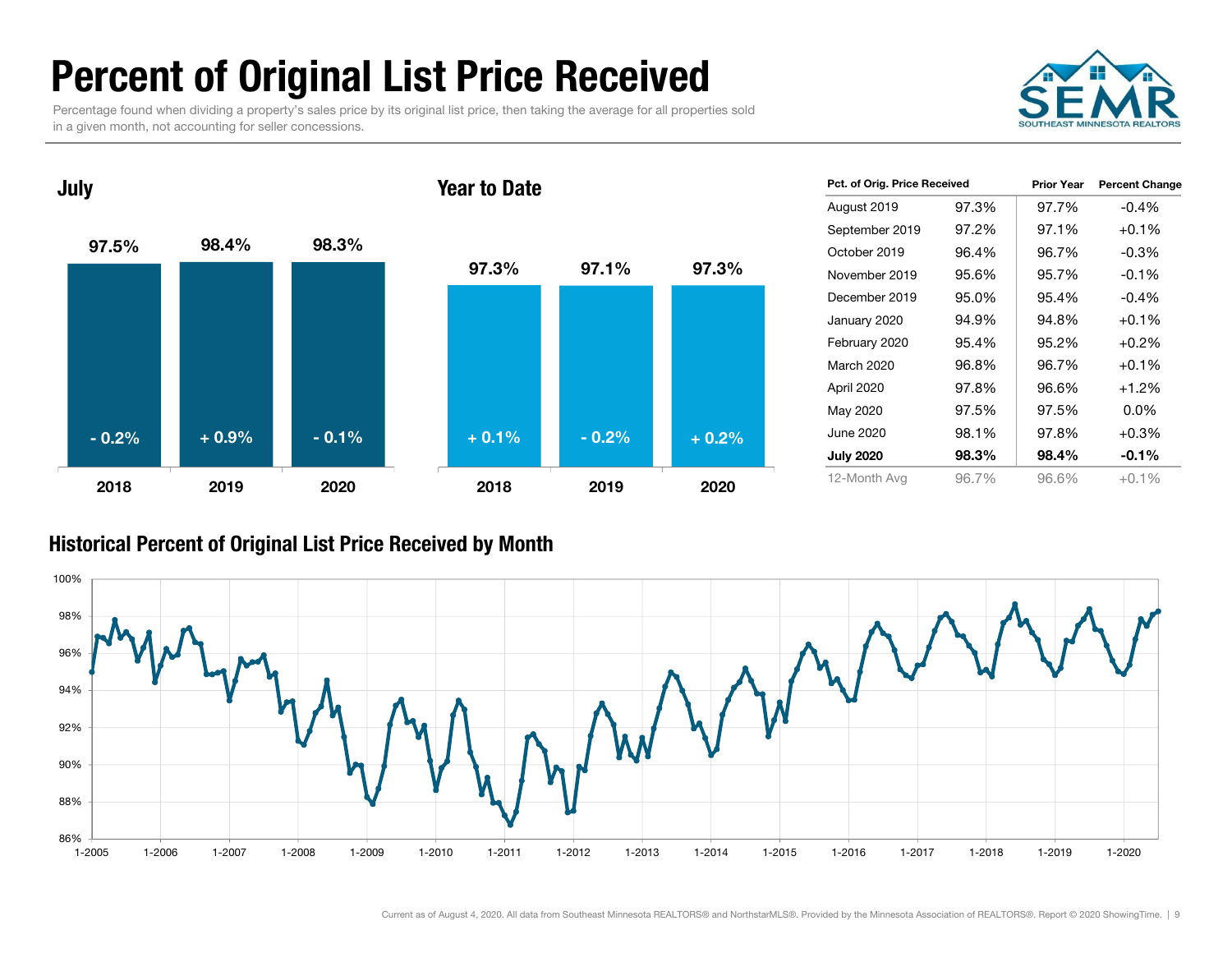# Percent of Original List Price Received

Percentage found when dividing a property's sales price by its original list price, then taking the average for all properties sold in a given month, not accounting for seller concessions.

### July

| | 2018 | 2019 | 2020 |
|---|---|---|---|
| Value | 97.5% | 98.4% | 98.3% |
| Change | - 0.2% | + 0.9% | - 0.1% |

### Year to Date

| | 2018 | 2019 | 2020 |
|---|---|---|---|
| Value | 97.3% | 97.1% | 97.3% |
| Change | + 0.1% | - 0.2% | + 0.2% |

| Pct. of Orig. Price Received | | Prior Year | Percent Change |
|---|---|---|---|
| August 2019 | 97.3% | 97.7% | -0.4% |
| September 2019 | 97.2% | 97.1% | +0.1% |
| October 2019 | 96.4% | 96.7% | -0.3% |
| November 2019 | 95.6% | 95.7% | -0.1% |
| December 2019 | 95.0% | 95.4% | -0.4% |
| January 2020 | 94.9% | 94.8% | +0.1% |
| February 2020 | 95.4% | 95.2% | +0.2% |
| March 2020 | 96.8% | 96.7% | +0.1% |
| April 2020 | 97.8% | 96.6% | +1.2% |
| May 2020 | 97.5% | 97.5% | 0.0% |
| June 2020 | 98.1% | 97.8% | +0.3% |
| **July 2020** | **98.3%** | **98.4%** | **-0.1%** |
| 12-Month Avg | 96.7% | 96.6% | +0.1% |

### Historical Percent of Original List Price Received by Month

Current as of August 4, 2020. All data from Southeast Minnesota REALTORS® and NorthstarMLS®. Provided by the Minnesota Association of REALTORS®. Report © 2020 ShowingTime.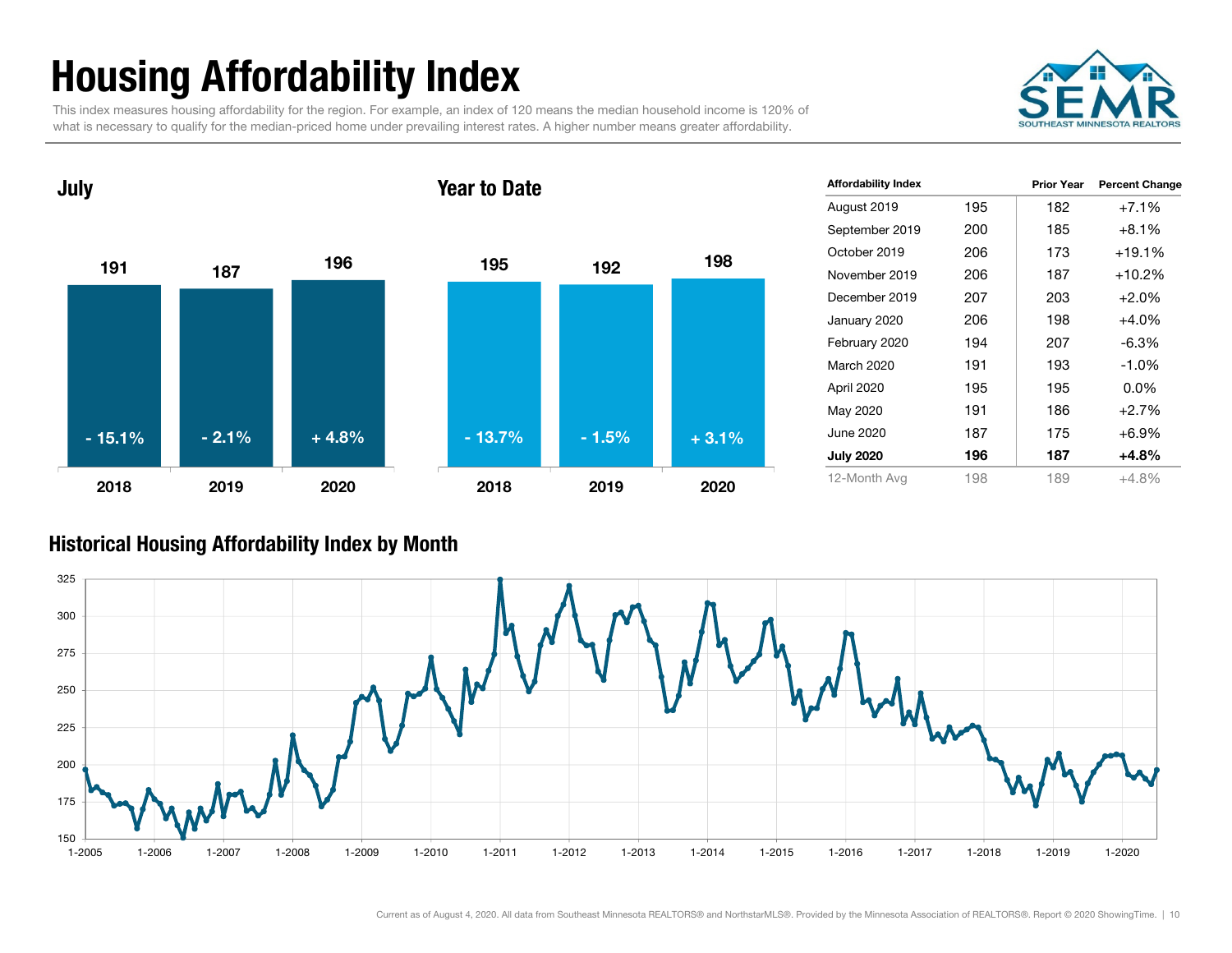# Housing Affordability Index

This index measures housing affordability for the region. For example, an index of 120 means the median household income is 120% of what is necessary to qualify for the median-priced home under prevailing interest rates. A higher number means greater affordability.

## July

| Year | Index | Change |
|---|---|---|
| 2018 | 191 | - 15.1% |
| 2019 | 187 | - 2.1% |
| 2020 | 196 | + 4.8% |

## Year to Date

| Year | Index | Change |
|---|---|---|
| 2018 | 195 | - 13.7% |
| 2019 | 192 | - 1.5% |
| 2020 | 198 | + 3.1% |

| Affordability Index | | Prior Year | Percent Change |
|---|---|---|---|
| August 2019 | 195 | 182 | +7.1% |
| September 2019 | 200 | 185 | +8.1% |
| October 2019 | 206 | 173 | +19.1% |
| November 2019 | 206 | 187 | +10.2% |
| December 2019 | 207 | 203 | +2.0% |
| January 2020 | 206 | 198 | +4.0% |
| February 2020 | 194 | 207 | -6.3% |
| March 2020 | 191 | 193 | -1.0% |
| April 2020 | 195 | 195 | 0.0% |
| May 2020 | 191 | 186 | +2.7% |
| June 2020 | 187 | 175 | +6.9% |
| **July 2020** | **196** | **187** | **+4.8%** |
| 12-Month Avg | 198 | 189 | +4.8% |

## Historical Housing Affordability Index by Month

Current as of August 4, 2020. All data from Southeast Minnesota REALTORS® and NorthstarMLS®. Provided by the Minnesota Association of REALTORS®. Report © 2020 ShowingTime.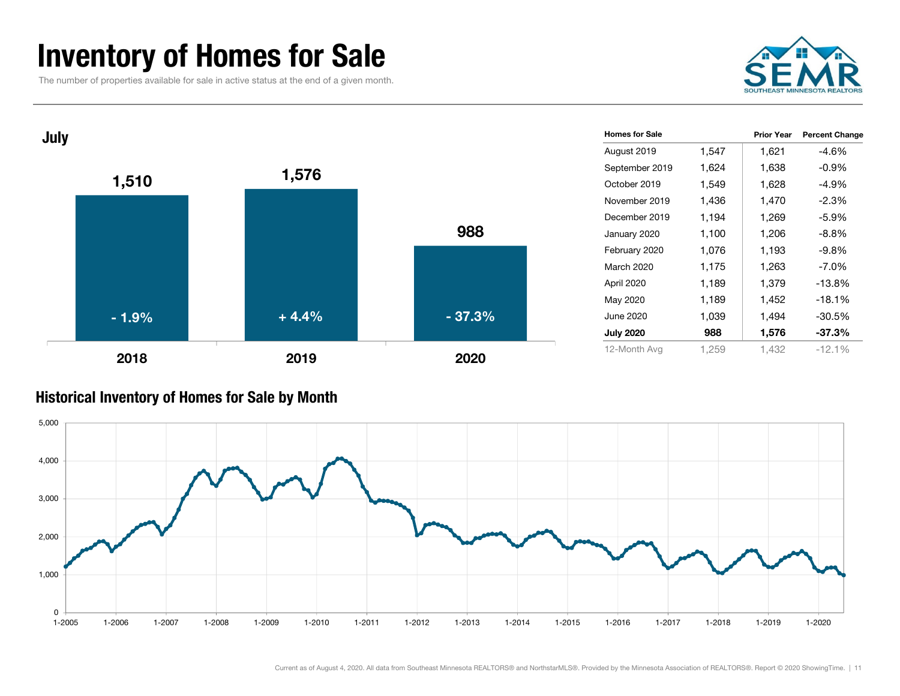# Inventory of Homes for Sale

The number of properties available for sale in active status at the end of a given month.

## July

| Year | Homes for Sale | Change |
|---|---|---|
| 2018 | 1,510 | - 1.9% |
| 2019 | 1,576 | + 4.4% |
| 2020 | 988 | - 37.3% |

| Homes for Sale | | Prior Year | Percent Change |
|---|---|---|---|
| August 2019 | 1,547 | 1,621 | -4.6% |
| September 2019 | 1,624 | 1,638 | -0.9% |
| October 2019 | 1,549 | 1,628 | -4.9% |
| November 2019 | 1,436 | 1,470 | -2.3% |
| December 2019 | 1,194 | 1,269 | -5.9% |
| January 2020 | 1,100 | 1,206 | -8.8% |
| February 2020 | 1,076 | 1,193 | -9.8% |
| March 2020 | 1,175 | 1,263 | -7.0% |
| April 2020 | 1,189 | 1,379 | -13.8% |
| May 2020 | 1,189 | 1,452 | -18.1% |
| June 2020 | 1,039 | 1,494 | -30.5% |
| **July 2020** | **988** | **1,576** | **-37.3%** |
| 12-Month Avg | 1,259 | 1,432 | -12.1% |

## Historical Inventory of Homes for Sale by Month

Current as of August 4, 2020. All data from Southeast Minnesota REALTORS® and NorthstarMLS®. Provided by the Minnesota Association of REALTORS®. Report © 2020 ShowingTime.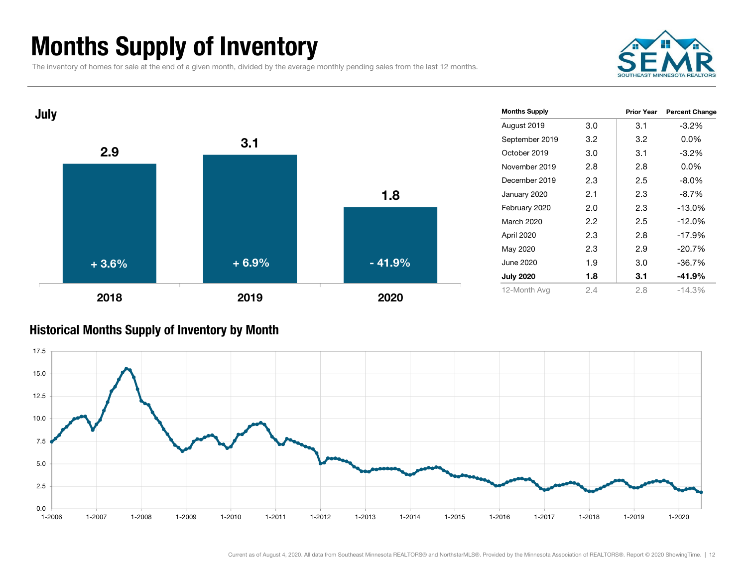# Months Supply of Inventory

The inventory of homes for sale at the end of a given month, divided by the average monthly pending sales from the last 12 months.

## July

| | 2018 | 2019 | 2020 |
|---|---|---|---|
| Months Supply | 2.9 | 3.1 | 1.8 |
| Percent Change | + 3.6% | + 6.9% | - 41.9% |

| Months Supply | | Prior Year | Percent Change |
|---|---|---|---|
| August 2019 | 3.0 | 3.1 | -3.2% |
| September 2019 | 3.2 | 3.2 | 0.0% |
| October 2019 | 3.0 | 3.1 | -3.2% |
| November 2019 | 2.8 | 2.8 | 0.0% |
| December 2019 | 2.3 | 2.5 | -8.0% |
| January 2020 | 2.1 | 2.3 | -8.7% |
| February 2020 | 2.0 | 2.3 | -13.0% |
| March 2020 | 2.2 | 2.5 | -12.0% |
| April 2020 | 2.3 | 2.8 | -17.9% |
| May 2020 | 2.3 | 2.9 | -20.7% |
| June 2020 | 1.9 | 3.0 | -36.7% |
| **July 2020** | **1.8** | **3.1** | **-41.9%** |
| 12-Month Avg | 2.4 | 2.8 | -14.3% |

## Historical Months Supply of Inventory by Month

Current as of August 4, 2020. All data from Southeast Minnesota REALTORS® and NorthstarMLS®. Provided by the Minnesota Association of REALTORS®. Report © 2020 ShowingTime.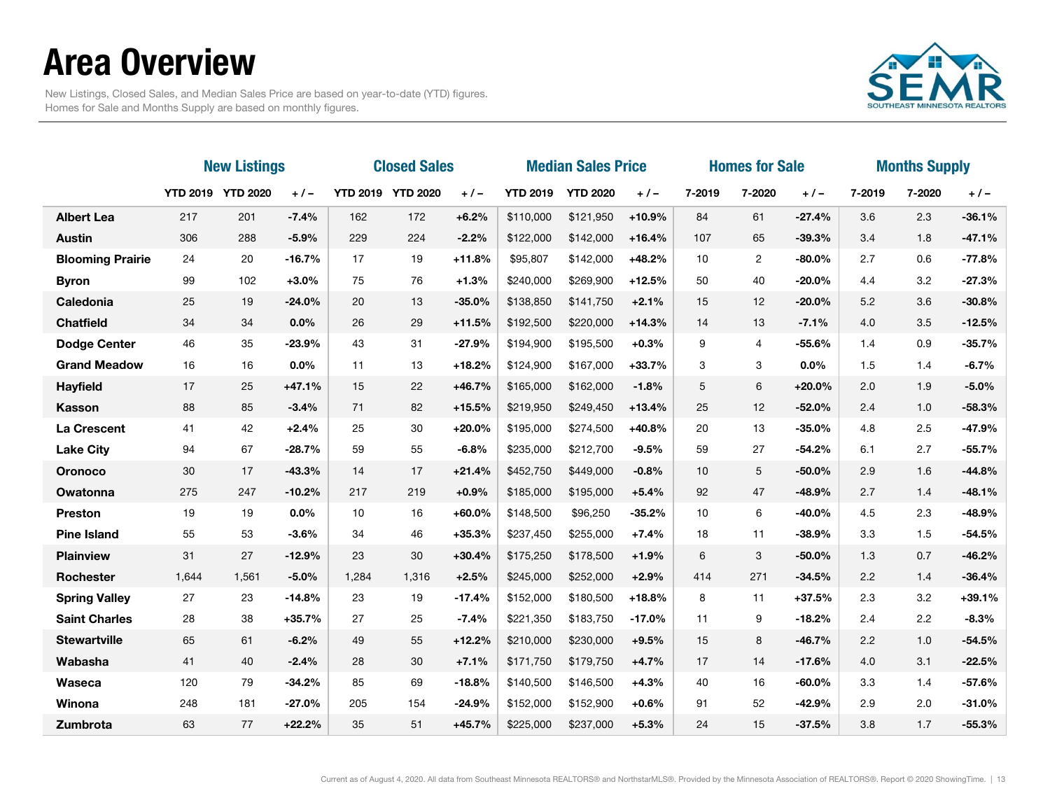# Area Overview

New Listings, Closed Sales, and Median Sales Price are based on year-to-date (YTD) figures.
Homes for Sale and Months Supply are based on monthly figures.

SEMR
SOUTHEAST MINNESOTA REALTORS

| | New Listings | | | Closed Sales | | | Median Sales Price | | | Homes for Sale | | | Months Supply | | |
|---|---|---|---|---|---|---|---|---|---|---|---|---|---|---|---|
| | YTD 2019 | YTD 2020 | + / – | YTD 2019 | YTD 2020 | + / – | YTD 2019 | YTD 2020 | + / – | 7-2019 | 7-2020 | + / – | 7-2019 | 7-2020 | + / – |
| **Albert Lea** | 217 | 201 | -7.4% | 162 | 172 | +6.2% | $110,000 | $121,950 | +10.9% | 84 | 61 | -27.4% | 3.6 | 2.3 | -36.1% |
| **Austin** | 306 | 288 | -5.9% | 229 | 224 | -2.2% | $122,000 | $142,000 | +16.4% | 107 | 65 | -39.3% | 3.4 | 1.8 | -47.1% |
| **Blooming Prairie** | 24 | 20 | -16.7% | 17 | 19 | +11.8% | $95,807 | $142,000 | +48.2% | 10 | 2 | -80.0% | 2.7 | 0.6 | -77.8% |
| **Byron** | 99 | 102 | +3.0% | 75 | 76 | +1.3% | $240,000 | $269,900 | +12.5% | 50 | 40 | -20.0% | 4.4 | 3.2 | -27.3% |
| **Caledonia** | 25 | 19 | -24.0% | 20 | 13 | -35.0% | $138,850 | $141,750 | +2.1% | 15 | 12 | -20.0% | 5.2 | 3.6 | -30.8% |
| **Chatfield** | 34 | 34 | 0.0% | 26 | 29 | +11.5% | $192,500 | $220,000 | +14.3% | 14 | 13 | -7.1% | 4.0 | 3.5 | -12.5% |
| **Dodge Center** | 46 | 35 | -23.9% | 43 | 31 | -27.9% | $194,900 | $195,500 | +0.3% | 9 | 4 | -55.6% | 1.4 | 0.9 | -35.7% |
| **Grand Meadow** | 16 | 16 | 0.0% | 11 | 13 | +18.2% | $124,900 | $167,000 | +33.7% | 3 | 3 | 0.0% | 1.5 | 1.4 | -6.7% |
| **Hayfield** | 17 | 25 | +47.1% | 15 | 22 | +46.7% | $165,000 | $162,000 | -1.8% | 5 | 6 | +20.0% | 2.0 | 1.9 | -5.0% |
| **Kasson** | 88 | 85 | -3.4% | 71 | 82 | +15.5% | $219,950 | $249,450 | +13.4% | 25 | 12 | -52.0% | 2.4 | 1.0 | -58.3% |
| **La Crescent** | 41 | 42 | +2.4% | 25 | 30 | +20.0% | $195,000 | $274,500 | +40.8% | 20 | 13 | -35.0% | 4.8 | 2.5 | -47.9% |
| **Lake City** | 94 | 67 | -28.7% | 59 | 55 | -6.8% | $235,000 | $212,700 | -9.5% | 59 | 27 | -54.2% | 6.1 | 2.7 | -55.7% |
| **Oronoco** | 30 | 17 | -43.3% | 14 | 17 | +21.4% | $452,750 | $449,000 | -0.8% | 10 | 5 | -50.0% | 2.9 | 1.6 | -44.8% |
| **Owatonna** | 275 | 247 | -10.2% | 217 | 219 | +0.9% | $185,000 | $195,000 | +5.4% | 92 | 47 | -48.9% | 2.7 | 1.4 | -48.1% |
| **Preston** | 19 | 19 | 0.0% | 10 | 16 | +60.0% | $148,500 | $96,250 | -35.2% | 10 | 6 | -40.0% | 4.5 | 2.3 | -48.9% |
| **Pine Island** | 55 | 53 | -3.6% | 34 | 46 | +35.3% | $237,450 | $255,000 | +7.4% | 18 | 11 | -38.9% | 3.3 | 1.5 | -54.5% |
| **Plainview** | 31 | 27 | -12.9% | 23 | 30 | +30.4% | $175,250 | $178,500 | +1.9% | 6 | 3 | -50.0% | 1.3 | 0.7 | -46.2% |
| **Rochester** | 1,644 | 1,561 | -5.0% | 1,284 | 1,316 | +2.5% | $245,000 | $252,000 | +2.9% | 414 | 271 | -34.5% | 2.2 | 1.4 | -36.4% |
| **Spring Valley** | 27 | 23 | -14.8% | 23 | 19 | -17.4% | $152,000 | $180,500 | +18.8% | 8 | 11 | +37.5% | 2.3 | 3.2 | +39.1% |
| **Saint Charles** | 28 | 38 | +35.7% | 27 | 25 | -7.4% | $221,350 | $183,750 | -17.0% | 11 | 9 | -18.2% | 2.4 | 2.2 | -8.3% |
| **Stewartville** | 65 | 61 | -6.2% | 49 | 55 | +12.2% | $210,000 | $230,000 | +9.5% | 15 | 8 | -46.7% | 2.2 | 1.0 | -54.5% |
| **Wabasha** | 41 | 40 | -2.4% | 28 | 30 | +7.1% | $171,750 | $179,750 | +4.7% | 17 | 14 | -17.6% | 4.0 | 3.1 | -22.5% |
| **Waseca** | 120 | 79 | -34.2% | 85 | 69 | -18.8% | $140,500 | $146,500 | +4.3% | 40 | 16 | -60.0% | 3.3 | 1.4 | -57.6% |
| **Winona** | 248 | 181 | -27.0% | 205 | 154 | -24.9% | $152,000 | $152,900 | +0.6% | 91 | 52 | -42.9% | 2.9 | 2.0 | -31.0% |
| **Zumbrota** | 63 | 77 | +22.2% | 35 | 51 | +45.7% | $225,000 | $237,000 | +5.3% | 24 | 15 | -37.5% | 3.8 | 1.7 | -55.3% |

Current as of August 4, 2020. All data from Southeast Minnesota REALTORS® and NorthstarMLS®. Provided by the Minnesota Association of REALTORS®. Report © 2020 ShowingTime.